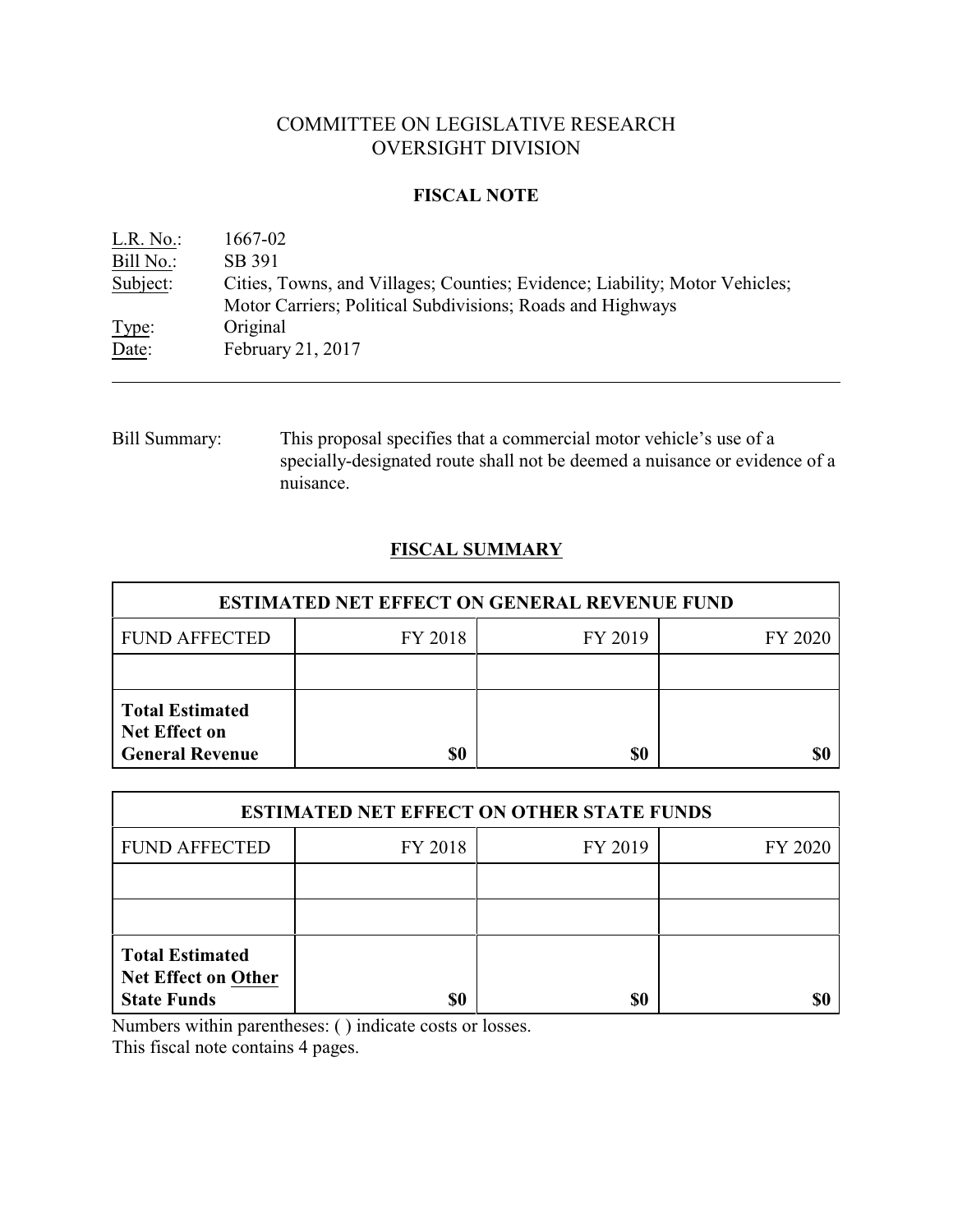# COMMITTEE ON LEGISLATIVE RESEARCH
# OVERSIGHT DIVISION

## FISCAL NOTE

L.R. No.: 1667-02
Bill No.: SB 391
Subject: Cities, Towns, and Villages; Counties; Evidence; Liability; Motor Vehicles; Motor Carriers; Political Subdivisions; Roads and Highways
Type: Original
Date: February 21, 2017

---

Bill Summary: This proposal specifies that a commercial motor vehicle's use of a specially-designated route shall not be deemed a nuisance or evidence of a nuisance.

## FISCAL SUMMARY

| ESTIMATED NET EFFECT ON GENERAL REVENUE FUND | | | |
|---|---|---|---|
| FUND AFFECTED | FY 2018 | FY 2019 | FY 2020 |
| | | | |
| **Total Estimated Net Effect on General Revenue** | **$0** | **$0** | **$0** |

| ESTIMATED NET EFFECT ON OTHER STATE FUNDS | | | |
|---|---|---|---|
| FUND AFFECTED | FY 2018 | FY 2019 | FY 2020 |
| | | | |
| | | | |
| **Total Estimated Net Effect on Other State Funds** | **$0** | **$0** | **$0** |

Numbers within parentheses: ( ) indicate costs or losses.
This fiscal note contains 4 pages.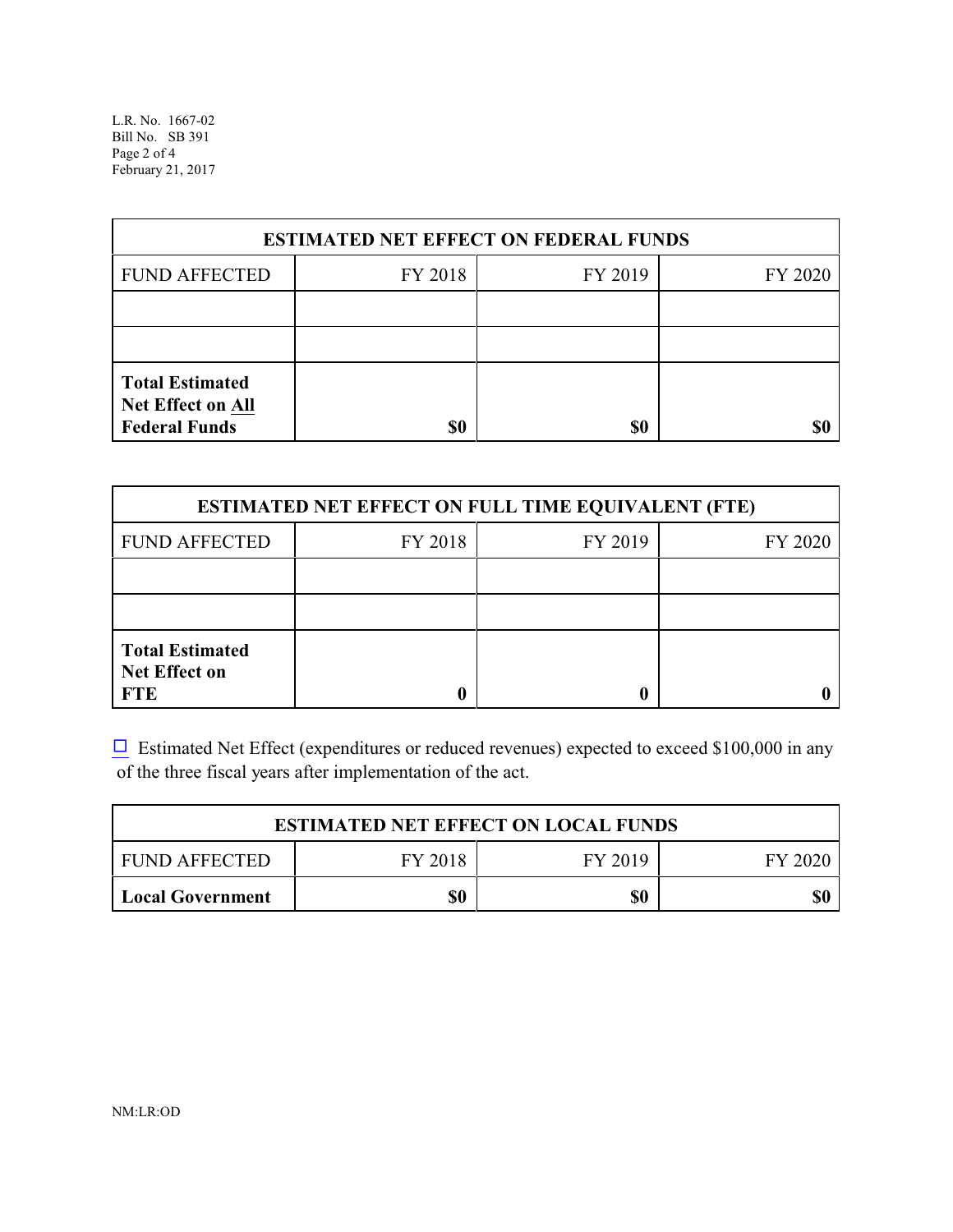| ESTIMATED NET EFFECT ON FEDERAL FUNDS | | | |
|---|---|---|---|
| FUND AFFECTED | FY 2018 | FY 2019 | FY 2020 |
| | | | |
| | | | |
| **Total Estimated Net Effect on All Federal Funds** | **$0** | **$0** | **$0** |

| ESTIMATED NET EFFECT ON FULL TIME EQUIVALENT (FTE) | | | |
|---|---|---|---|
| FUND AFFECTED | FY 2018 | FY 2019 | FY 2020 |
| | | | |
| | | | |
| **Total Estimated Net Effect on FTE** | **0** | **0** | **0** |

☐ Estimated Net Effect (expenditures or reduced revenues) expected to exceed $100,000 in any of the three fiscal years after implementation of the act.

| ESTIMATED NET EFFECT ON LOCAL FUNDS | | | |
|---|---|---|---|
| FUND AFFECTED | FY 2018 | FY 2019 | FY 2020 |
| **Local Government** | **$0** | **$0** | **$0** |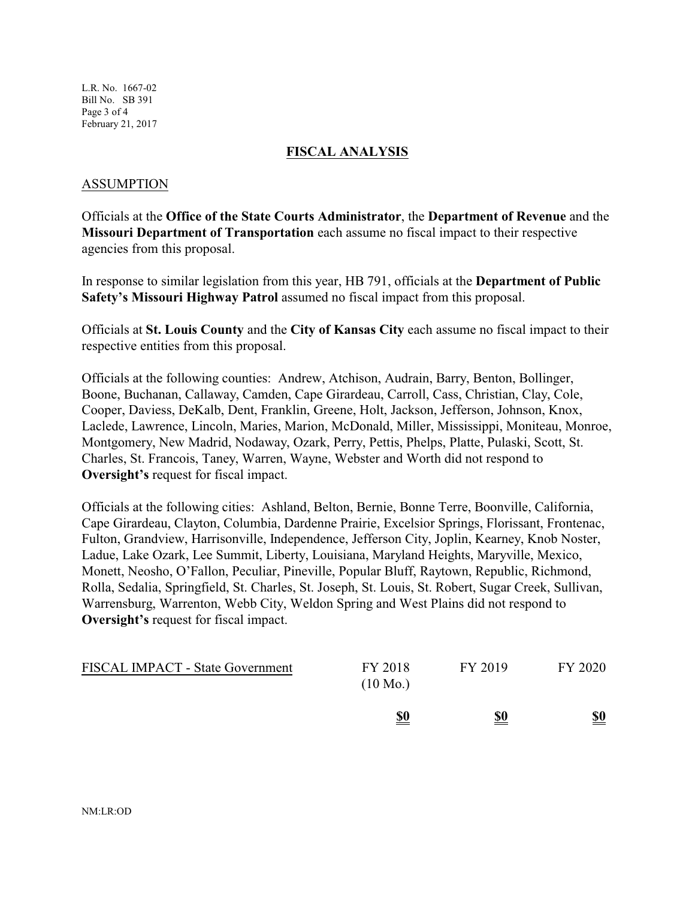## FISCAL ANALYSIS

### ASSUMPTION

Officials at the **Office of the State Courts Administrator**, the **Department of Revenue** and the **Missouri Department of Transportation** each assume no fiscal impact to their respective agencies from this proposal.

In response to similar legislation from this year, HB 791, officials at the **Department of Public Safety's Missouri Highway Patrol** assumed no fiscal impact from this proposal.

Officials at **St. Louis County** and the **City of Kansas City** each assume no fiscal impact to their respective entities from this proposal.

Officials at the following counties: Andrew, Atchison, Audrain, Barry, Benton, Bollinger, Boone, Buchanan, Callaway, Camden, Cape Girardeau, Carroll, Cass, Christian, Clay, Cole, Cooper, Daviess, DeKalb, Dent, Franklin, Greene, Holt, Jackson, Jefferson, Johnson, Knox, Laclede, Lawrence, Lincoln, Maries, Marion, McDonald, Miller, Mississippi, Moniteau, Monroe, Montgomery, New Madrid, Nodaway, Ozark, Perry, Pettis, Phelps, Platte, Pulaski, Scott, St. Charles, St. Francois, Taney, Warren, Wayne, Webster and Worth did not respond to **Oversight's** request for fiscal impact.

Officials at the following cities: Ashland, Belton, Bernie, Bonne Terre, Boonville, California, Cape Girardeau, Clayton, Columbia, Dardenne Prairie, Excelsior Springs, Florissant, Frontenac, Fulton, Grandview, Harrisonville, Independence, Jefferson City, Joplin, Kearney, Knob Noster, Ladue, Lake Ozark, Lee Summit, Liberty, Louisiana, Maryland Heights, Maryville, Mexico, Monett, Neosho, O'Fallon, Peculiar, Pineville, Popular Bluff, Raytown, Republic, Richmond, Rolla, Sedalia, Springfield, St. Charles, St. Joseph, St. Louis, St. Robert, Sugar Creek, Sullivan, Warrensburg, Warrenton, Webb City, Weldon Spring and West Plains did not respond to **Oversight's** request for fiscal impact.

| FISCAL IMPACT - State Government | FY 2018 (10 Mo.) | FY 2019 | FY 2020 |
|---|---|---|---|
| | **$0** | **$0** | **$0** |

NM:LR:OD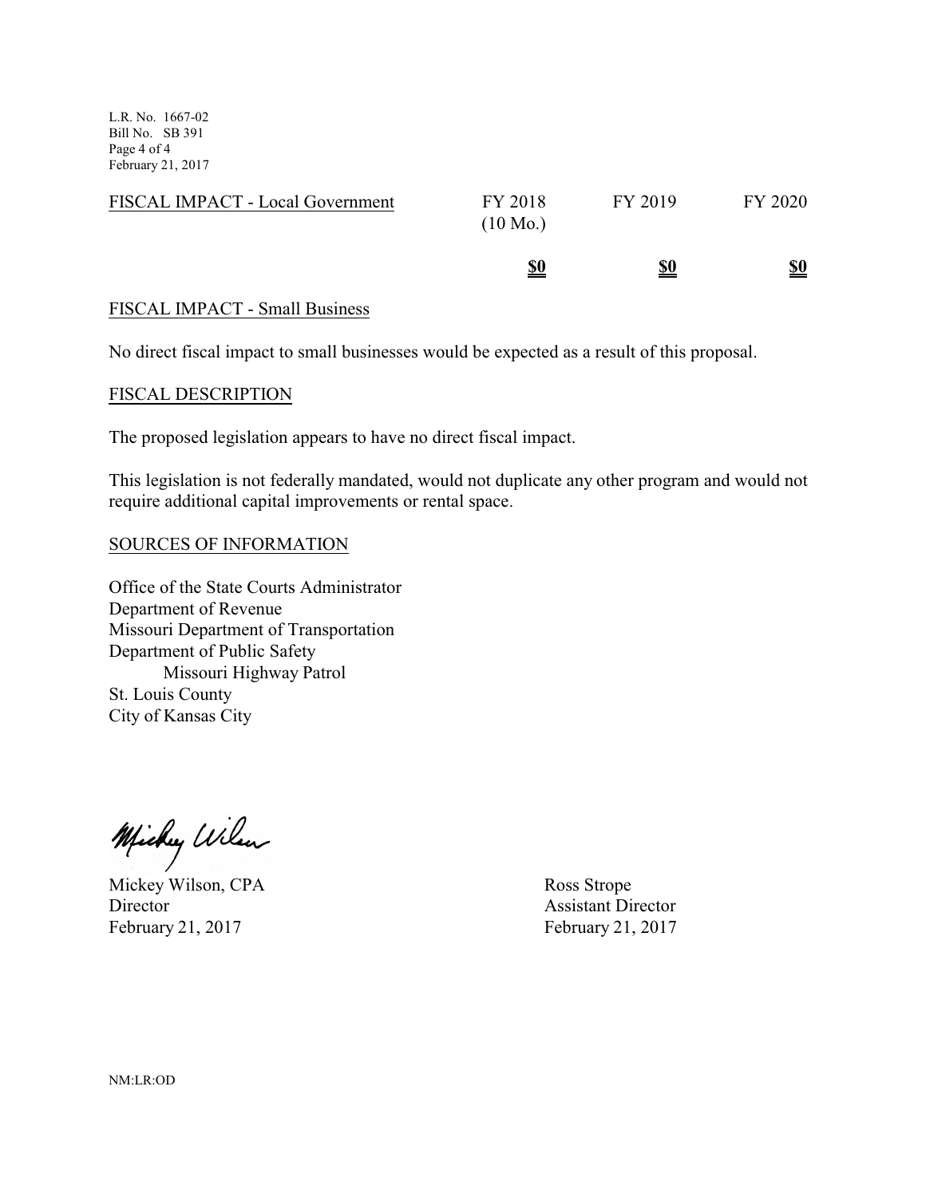| FISCAL IMPACT - Local Government | FY 2018 (10 Mo.) | FY 2019 | FY 2020 |
|---|---|---|---|
| | **$0** | **$0** | **$0** |

FISCAL IMPACT - Small Business

No direct fiscal impact to small businesses would be expected as a result of this proposal.

FISCAL DESCRIPTION

The proposed legislation appears to have no direct fiscal impact.

This legislation is not federally mandated, would not duplicate any other program and would not require additional capital improvements or rental space.

SOURCES OF INFORMATION

Office of the State Courts Administrator
Department of Revenue
Missouri Department of Transportation
Department of Public Safety
    Missouri Highway Patrol
St. Louis County
City of Kansas City

Mickey Wilson, CPA
Director
February 21, 2017

Ross Strope
Assistant Director
February 21, 2017

NM:LR:OD